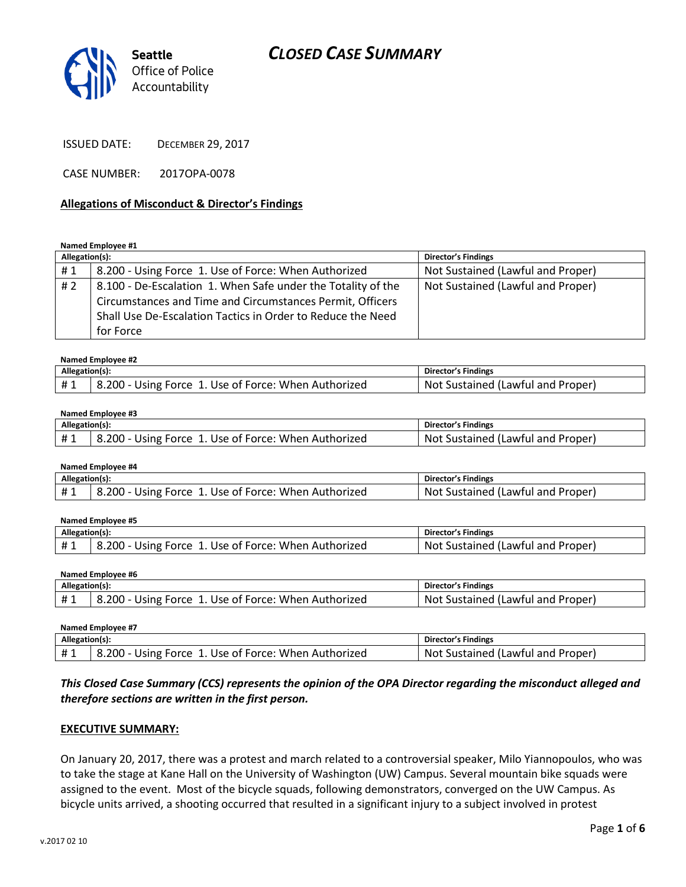# CLOSED CASE SUMMARY

Seattle Office of Police Accountability

ISSUED DATE: DECEMBER 29, 2017

CASE NUMBER: 2017OPA-0078

**Allegations of Misconduct & Director's Findings**

**Named Employee #1**

| Allegation(s): | | Director's Findings |
|---|---|---|
| # 1 | 8.200 - Using Force 1. Use of Force: When Authorized | Not Sustained (Lawful and Proper) |
| # 2 | 8.100 - De-Escalation 1. When Safe under the Totality of the Circumstances and Time and Circumstances Permit, Officers Shall Use De-Escalation Tactics in Order to Reduce the Need for Force | Not Sustained (Lawful and Proper) |

**Named Employee #2**

| Allegation(s): | | Director's Findings |
|---|---|---|
| # 1 | 8.200 - Using Force 1. Use of Force: When Authorized | Not Sustained (Lawful and Proper) |

**Named Employee #3**

| Allegation(s): | | Director's Findings |
|---|---|---|
| # 1 | 8.200 - Using Force 1. Use of Force: When Authorized | Not Sustained (Lawful and Proper) |

**Named Employee #4**

| Allegation(s): | | Director's Findings |
|---|---|---|
| # 1 | 8.200 - Using Force 1. Use of Force: When Authorized | Not Sustained (Lawful and Proper) |

**Named Employee #5**

| Allegation(s): | | Director's Findings |
|---|---|---|
| # 1 | 8.200 - Using Force 1. Use of Force: When Authorized | Not Sustained (Lawful and Proper) |

**Named Employee #6**

| Allegation(s): | | Director's Findings |
|---|---|---|
| # 1 | 8.200 - Using Force 1. Use of Force: When Authorized | Not Sustained (Lawful and Proper) |

**Named Employee #7**

| Allegation(s): | | Director's Findings |
|---|---|---|
| # 1 | 8.200 - Using Force 1. Use of Force: When Authorized | Not Sustained (Lawful and Proper) |

***This Closed Case Summary (CCS) represents the opinion of the OPA Director regarding the misconduct alleged and therefore sections are written in the first person.***

**EXECUTIVE SUMMARY:**

On January 20, 2017, there was a protest and march related to a controversial speaker, Milo Yiannopoulos, who was to take the stage at Kane Hall on the University of Washington (UW) Campus. Several mountain bike squads were assigned to the event. Most of the bicycle squads, following demonstrators, converged on the UW Campus. As bicycle units arrived, a shooting occurred that resulted in a significant injury to a subject involved in protest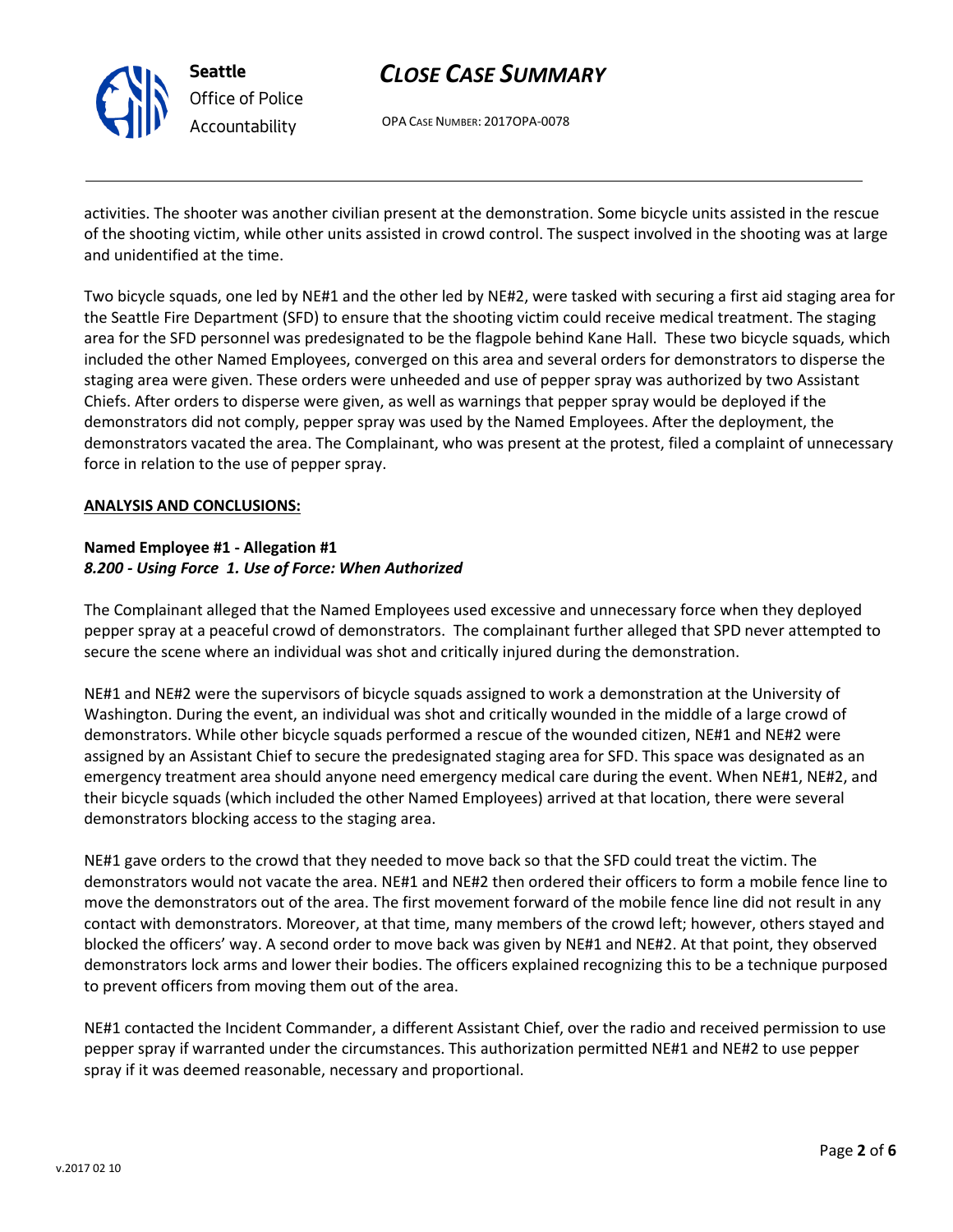activities. The shooter was another civilian present at the demonstration. Some bicycle units assisted in the rescue of the shooting victim, while other units assisted in crowd control. The suspect involved in the shooting was at large and unidentified at the time.

Two bicycle squads, one led by NE#1 and the other led by NE#2, were tasked with securing a first aid staging area for the Seattle Fire Department (SFD) to ensure that the shooting victim could receive medical treatment. The staging area for the SFD personnel was predesignated to be the flagpole behind Kane Hall. These two bicycle squads, which included the other Named Employees, converged on this area and several orders for demonstrators to disperse the staging area were given. These orders were unheeded and use of pepper spray was authorized by two Assistant Chiefs. After orders to disperse were given, as well as warnings that pepper spray would be deployed if the demonstrators did not comply, pepper spray was used by the Named Employees. After the deployment, the demonstrators vacated the area. The Complainant, who was present at the protest, filed a complaint of unnecessary force in relation to the use of pepper spray.

## **ANALYSIS AND CONCLUSIONS:**

**Named Employee #1 - Allegation #1**
***8.200 - Using Force 1. Use of Force: When Authorized***

The Complainant alleged that the Named Employees used excessive and unnecessary force when they deployed pepper spray at a peaceful crowd of demonstrators. The complainant further alleged that SPD never attempted to secure the scene where an individual was shot and critically injured during the demonstration.

NE#1 and NE#2 were the supervisors of bicycle squads assigned to work a demonstration at the University of Washington. During the event, an individual was shot and critically wounded in the middle of a large crowd of demonstrators. While other bicycle squads performed a rescue of the wounded citizen, NE#1 and NE#2 were assigned by an Assistant Chief to secure the predesignated staging area for SFD. This space was designated as an emergency treatment area should anyone need emergency medical care during the event. When NE#1, NE#2, and their bicycle squads (which included the other Named Employees) arrived at that location, there were several demonstrators blocking access to the staging area.

NE#1 gave orders to the crowd that they needed to move back so that the SFD could treat the victim. The demonstrators would not vacate the area. NE#1 and NE#2 then ordered their officers to form a mobile fence line to move the demonstrators out of the area. The first movement forward of the mobile fence line did not result in any contact with demonstrators. Moreover, at that time, many members of the crowd left; however, others stayed and blocked the officers' way. A second order to move back was given by NE#1 and NE#2. At that point, they observed demonstrators lock arms and lower their bodies. The officers explained recognizing this to be a technique purposed to prevent officers from moving them out of the area.

NE#1 contacted the Incident Commander, a different Assistant Chief, over the radio and received permission to use pepper spray if warranted under the circumstances. This authorization permitted NE#1 and NE#2 to use pepper spray if it was deemed reasonable, necessary and proportional.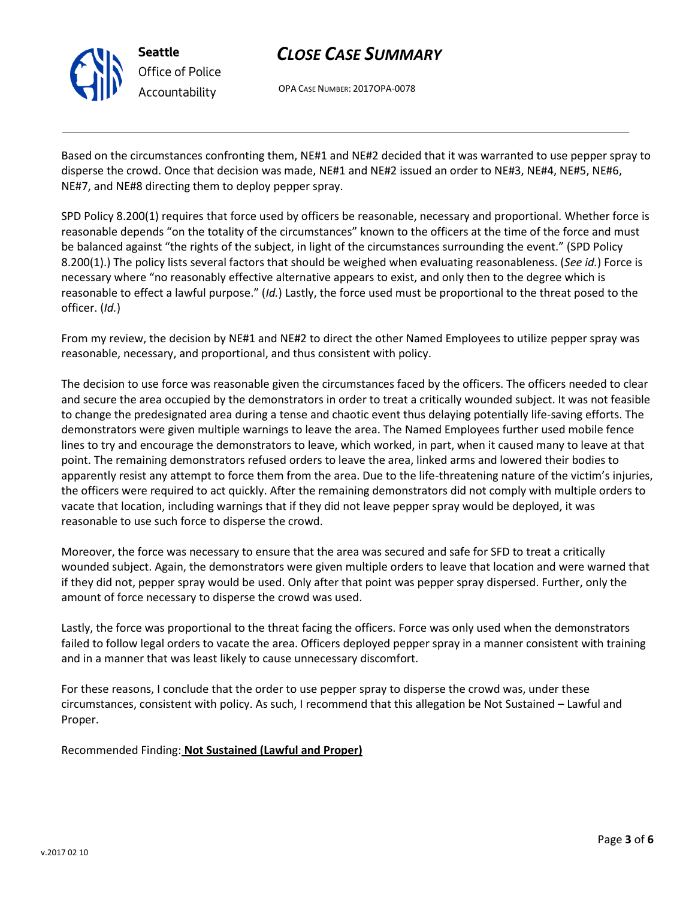Based on the circumstances confronting them, NE#1 and NE#2 decided that it was warranted to use pepper spray to disperse the crowd. Once that decision was made, NE#1 and NE#2 issued an order to NE#3, NE#4, NE#5, NE#6, NE#7, and NE#8 directing them to deploy pepper spray.

SPD Policy 8.200(1) requires that force used by officers be reasonable, necessary and proportional. Whether force is reasonable depends "on the totality of the circumstances" known to the officers at the time of the force and must be balanced against "the rights of the subject, in light of the circumstances surrounding the event." (SPD Policy 8.200(1).) The policy lists several factors that should be weighed when evaluating reasonableness. (*See id.*) Force is necessary where "no reasonably effective alternative appears to exist, and only then to the degree which is reasonable to effect a lawful purpose." (*Id.*) Lastly, the force used must be proportional to the threat posed to the officer. (*Id.*)

From my review, the decision by NE#1 and NE#2 to direct the other Named Employees to utilize pepper spray was reasonable, necessary, and proportional, and thus consistent with policy.

The decision to use force was reasonable given the circumstances faced by the officers. The officers needed to clear and secure the area occupied by the demonstrators in order to treat a critically wounded subject. It was not feasible to change the predesignated area during a tense and chaotic event thus delaying potentially life-saving efforts. The demonstrators were given multiple warnings to leave the area. The Named Employees further used mobile fence lines to try and encourage the demonstrators to leave, which worked, in part, when it caused many to leave at that point. The remaining demonstrators refused orders to leave the area, linked arms and lowered their bodies to apparently resist any attempt to force them from the area. Due to the life-threatening nature of the victim's injuries, the officers were required to act quickly. After the remaining demonstrators did not comply with multiple orders to vacate that location, including warnings that if they did not leave pepper spray would be deployed, it was reasonable to use such force to disperse the crowd.

Moreover, the force was necessary to ensure that the area was secured and safe for SFD to treat a critically wounded subject. Again, the demonstrators were given multiple orders to leave that location and were warned that if they did not, pepper spray would be used. Only after that point was pepper spray dispersed. Further, only the amount of force necessary to disperse the crowd was used.

Lastly, the force was proportional to the threat facing the officers. Force was only used when the demonstrators failed to follow legal orders to vacate the area. Officers deployed pepper spray in a manner consistent with training and in a manner that was least likely to cause unnecessary discomfort.

For these reasons, I conclude that the order to use pepper spray to disperse the crowd was, under these circumstances, consistent with policy. As such, I recommend that this allegation be Not Sustained – Lawful and Proper.

Recommended Finding: **Not Sustained (Lawful and Proper)**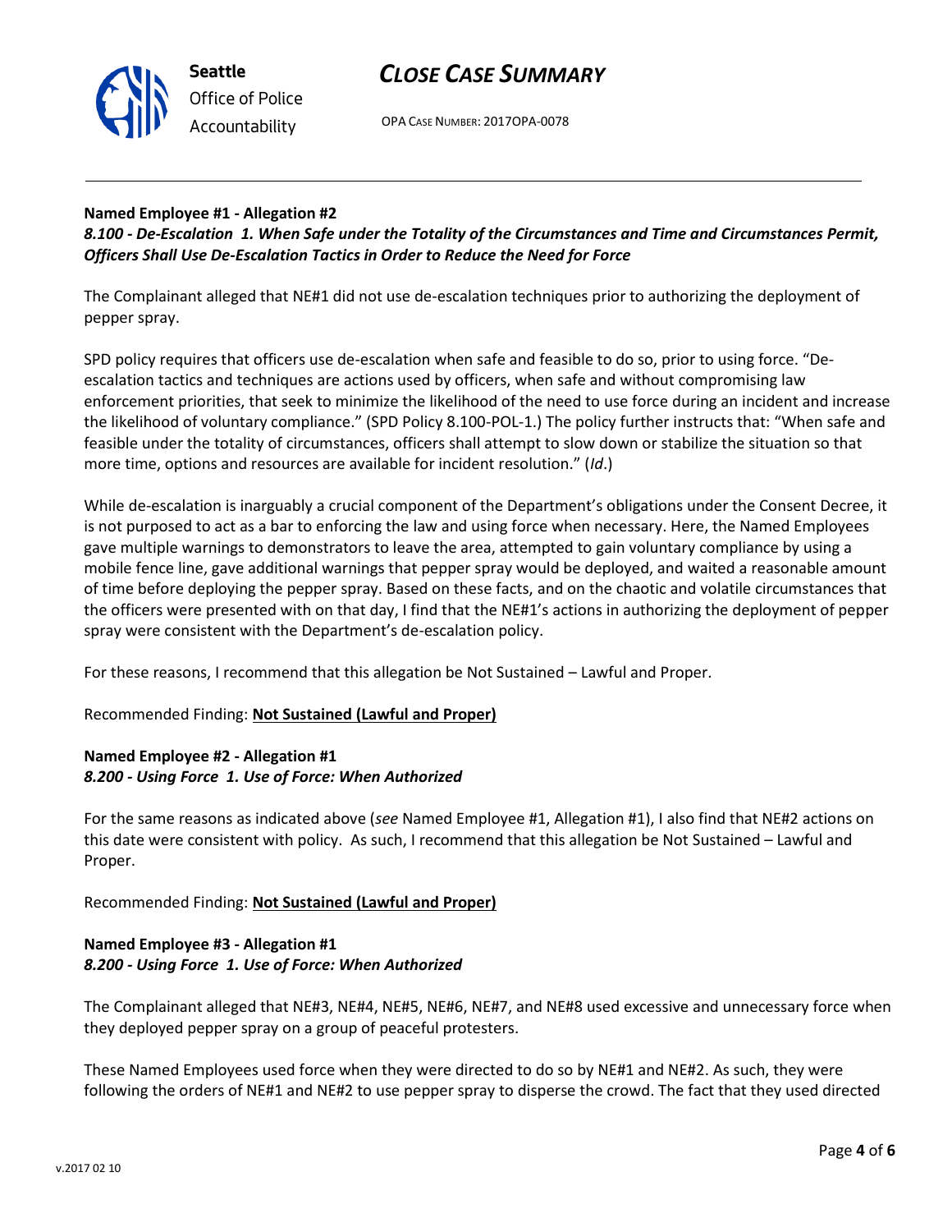**Named Employee #1 - Allegation #2**
***8.100 - De-Escalation 1. When Safe under the Totality of the Circumstances and Time and Circumstances Permit, Officers Shall Use De-Escalation Tactics in Order to Reduce the Need for Force***

The Complainant alleged that NE#1 did not use de-escalation techniques prior to authorizing the deployment of pepper spray.

SPD policy requires that officers use de-escalation when safe and feasible to do so, prior to using force. "De-escalation tactics and techniques are actions used by officers, when safe and without compromising law enforcement priorities, that seek to minimize the likelihood of the need to use force during an incident and increase the likelihood of voluntary compliance." (SPD Policy 8.100-POL-1.) The policy further instructs that: "When safe and feasible under the totality of circumstances, officers shall attempt to slow down or stabilize the situation so that more time, options and resources are available for incident resolution." (*Id*.)

While de-escalation is inarguably a crucial component of the Department's obligations under the Consent Decree, it is not purposed to act as a bar to enforcing the law and using force when necessary. Here, the Named Employees gave multiple warnings to demonstrators to leave the area, attempted to gain voluntary compliance by using a mobile fence line, gave additional warnings that pepper spray would be deployed, and waited a reasonable amount of time before deploying the pepper spray. Based on these facts, and on the chaotic and volatile circumstances that the officers were presented with on that day, I find that the NE#1's actions in authorizing the deployment of pepper spray were consistent with the Department's de-escalation policy.

For these reasons, I recommend that this allegation be Not Sustained – Lawful and Proper.

Recommended Finding: **Not Sustained (Lawful and Proper)**

**Named Employee #2 - Allegation #1**
***8.200 - Using Force 1. Use of Force: When Authorized***

For the same reasons as indicated above (*see* Named Employee #1, Allegation #1), I also find that NE#2 actions on this date were consistent with policy. As such, I recommend that this allegation be Not Sustained – Lawful and Proper.

Recommended Finding: **Not Sustained (Lawful and Proper)**

**Named Employee #3 - Allegation #1**
***8.200 - Using Force 1. Use of Force: When Authorized***

The Complainant alleged that NE#3, NE#4, NE#5, NE#6, NE#7, and NE#8 used excessive and unnecessary force when they deployed pepper spray on a group of peaceful protesters.

These Named Employees used force when they were directed to do so by NE#1 and NE#2. As such, they were following the orders of NE#1 and NE#2 to use pepper spray to disperse the crowd. The fact that they used directed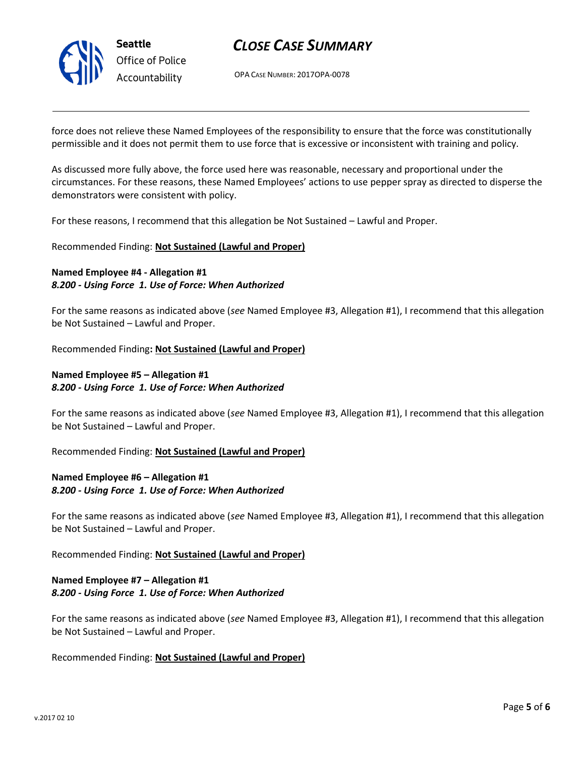force does not relieve these Named Employees of the responsibility to ensure that the force was constitutionally permissible and it does not permit them to use force that is excessive or inconsistent with training and policy.

As discussed more fully above, the force used here was reasonable, necessary and proportional under the circumstances. For these reasons, these Named Employees' actions to use pepper spray as directed to disperse the demonstrators were consistent with policy.

For these reasons, I recommend that this allegation be Not Sustained – Lawful and Proper.

Recommended Finding: **Not Sustained (Lawful and Proper)**

**Named Employee #4 - Allegation #1**
***8.200 - Using Force 1. Use of Force: When Authorized***

For the same reasons as indicated above (*see* Named Employee #3, Allegation #1), I recommend that this allegation be Not Sustained – Lawful and Proper.

Recommended Finding**: Not Sustained (Lawful and Proper)**

**Named Employee #5 – Allegation #1**
***8.200 - Using Force 1. Use of Force: When Authorized***

For the same reasons as indicated above (*see* Named Employee #3, Allegation #1), I recommend that this allegation be Not Sustained – Lawful and Proper.

Recommended Finding: **Not Sustained (Lawful and Proper)**

**Named Employee #6 – Allegation #1**
***8.200 - Using Force 1. Use of Force: When Authorized***

For the same reasons as indicated above (*see* Named Employee #3, Allegation #1), I recommend that this allegation be Not Sustained – Lawful and Proper.

Recommended Finding: **Not Sustained (Lawful and Proper)**

**Named Employee #7 – Allegation #1**
***8.200 - Using Force 1. Use of Force: When Authorized***

For the same reasons as indicated above (*see* Named Employee #3, Allegation #1), I recommend that this allegation be Not Sustained – Lawful and Proper.

Recommended Finding: **Not Sustained (Lawful and Proper)**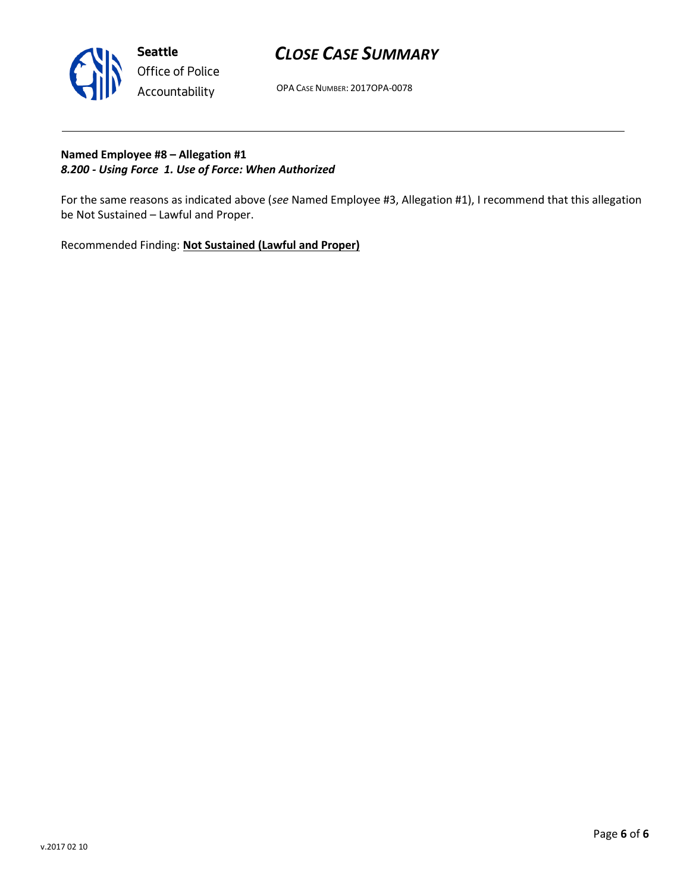**Named Employee #8 – Allegation #1**
***8.200 - Using Force 1. Use of Force: When Authorized***

For the same reasons as indicated above (*see* Named Employee #3, Allegation #1), I recommend that this allegation be Not Sustained – Lawful and Proper.

Recommended Finding: **Not Sustained (Lawful and Proper)**